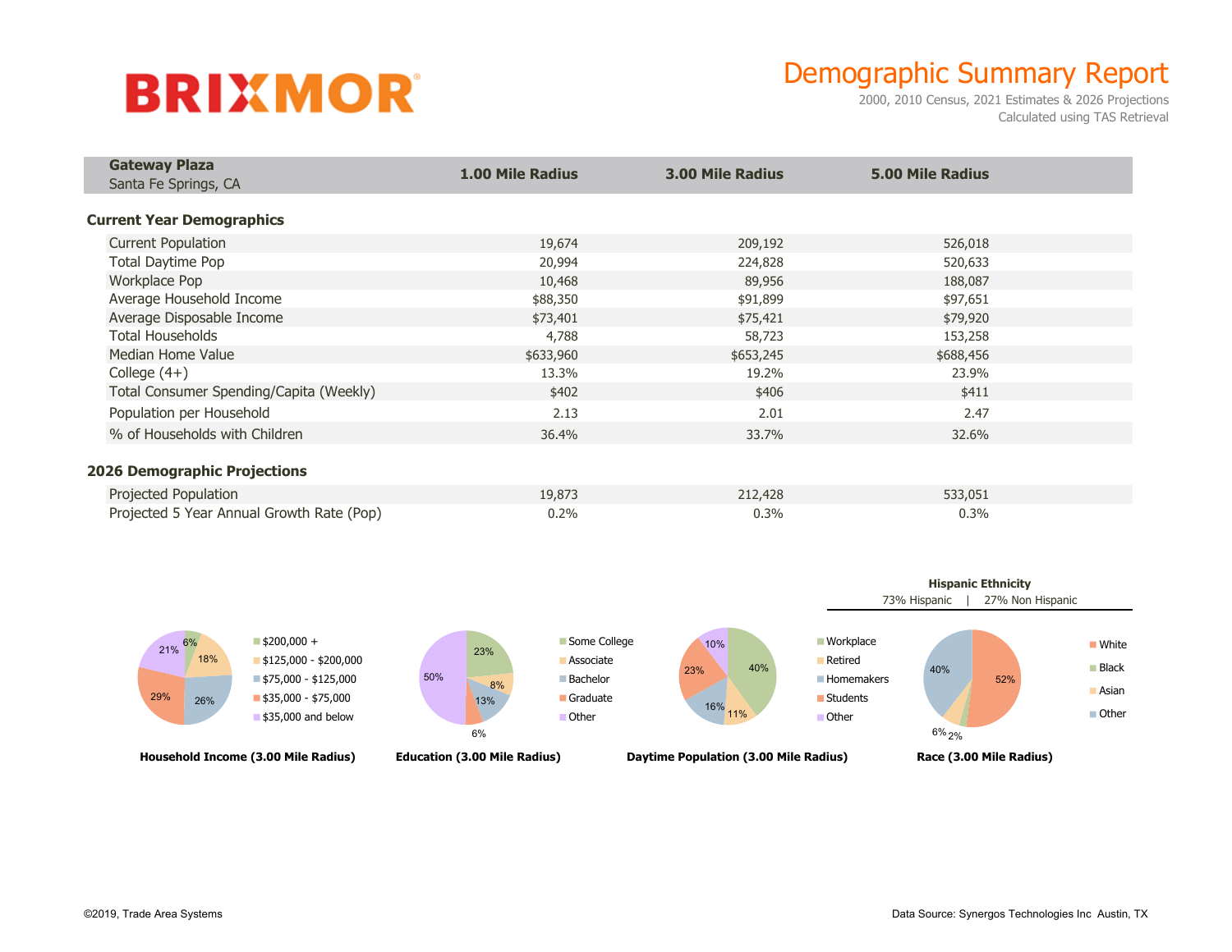# BRIXMOR

## Demographic Summary Report

2000, 2010 Census, 2021 Estimates & 2026 Projections
Calculated using TAS Retrieval

| **Gateway Plaza** Santa Fe Springs, CA | **1.00 Mile Radius** | **3.00 Mile Radius** | **5.00 Mile Radius** |
|---|---|---|---|
| **Current Year Demographics** | | | |
| Current Population | 19,674 | 209,192 | 526,018 |
| Total Daytime Pop | 20,994 | 224,828 | 520,633 |
| Workplace Pop | 10,468 | 89,956 | 188,087 |
| Average Household Income | $88,350 | $91,899 | $97,651 |
| Average Disposable Income | $73,401 | $75,421 | $79,920 |
| Total Households | 4,788 | 58,723 | 153,258 |
| Median Home Value | $633,960 | $653,245 | $688,456 |
| College (4+) | 13.3% | 19.2% | 23.9% |
| Total Consumer Spending/Capita (Weekly) | $402 | $406 | $411 |
| Population per Household | 2.13 | 2.01 | 2.47 |
| % of Households with Children | 36.4% | 33.7% | 32.6% |
| **2026 Demographic Projections** | | | |
| Projected Population | 19,873 | 212,428 | 533,051 |
| Projected 5 Year Annual Growth Rate (Pop) | 0.2% | 0.3% | 0.3% |

**Household Income (3.00 Mile Radius)**

| Category | % |
|---|---|
| $200,000 + | 6% |
| $125,000 - $200,000 | 18% |
| $75,000 - $125,000 | 26% |
| $35,000 - $75,000 | 29% |
| $35,000 and below | 21% |

**Education (3.00 Mile Radius)**

| Category | % |
|---|---|
| Some College | 23% |
| Associate | 8% |
| Bachelor | 13% |
| Graduate | 6% |
| Other | 50% |

**Daytime Population (3.00 Mile Radius)**

| Category | % |
|---|---|
| Workplace | 40% |
| Retired | 11% |
| Homemakers | 16% |
| Students | 23% |
| Other | 10% |

**Hispanic Ethnicity**

73% Hispanic | 27% Non Hispanic

**Race (3.00 Mile Radius)**

| Category | % |
|---|---|
| White | 52% |
| Black | 2% |
| Asian | 6% |
| Other | 40% |

©2019, Trade Area Systems

Data Source: Synergos Technologies Inc Austin, TX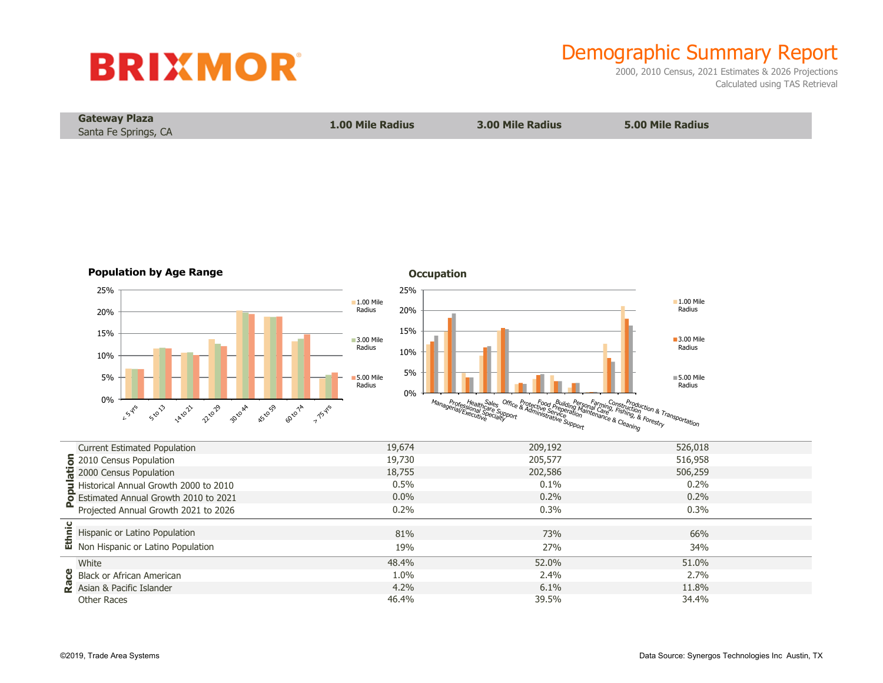# Demographic Summary Report

2000, 2010 Census, 2021 Estimates & 2026 Projections

Calculated using TAS Retrieval

| **Gateway Plaza** Santa Fe Springs, CA | **1.00 Mile Radius** | **3.00 Mile Radius** | **5.00 Mile Radius** |
|---|---|---|---|

**Population by Age Range**

25%
20%
15%
10%
5%
0%

< 5 yrs, 5 to 13, 14 to 21, 22 to 29, 30 to 44, 45 to 59, 60 to 74, > 75 yrs

1.00 Mile Radius
3.00 Mile Radius
5.00 Mile Radius

**Occupation**

25%
20%
15%
10%
5%
0%

Managerial/Executive, Professional Specialty, Healthcare Support, Sales, Office & Administrative Support, Protective Service, Food Preperation, Building Maintenance & Cleaning, Personal Care, Farming, Fishing, & Forestry, Construction, Production & Transportation

1.00 Mile Radius
3.00 Mile Radius
5.00 Mile Radius

| | | 1.00 Mile Radius | 3.00 Mile Radius | 5.00 Mile Radius |
|---|---|---|---|---|
| **Population** | Current Estimated Population | 19,674 | 209,192 | 526,018 |
| | 2010 Census Population | 19,730 | 205,577 | 516,958 |
| | 2000 Census Population | 18,755 | 202,586 | 506,259 |
| | Historical Annual Growth 2000 to 2010 | 0.5% | 0.1% | 0.2% |
| | Estimated Annual Growth 2010 to 2021 | 0.0% | 0.2% | 0.2% |
| | Projected Annual Growth 2021 to 2026 | 0.2% | 0.3% | 0.3% |
| **Ethnic** | Hispanic or Latino Population | 81% | 73% | 66% |
| | Non Hispanic or Latino Population | 19% | 27% | 34% |
| **Race** | White | 48.4% | 52.0% | 51.0% |
| | Black or African American | 1.0% | 2.4% | 2.7% |
| | Asian & Pacific Islander | 4.2% | 6.1% | 11.8% |
| | Other Races | 46.4% | 39.5% | 34.4% |

©2019, Trade Area Systems

Data Source: Synergos Technologies Inc Austin, TX